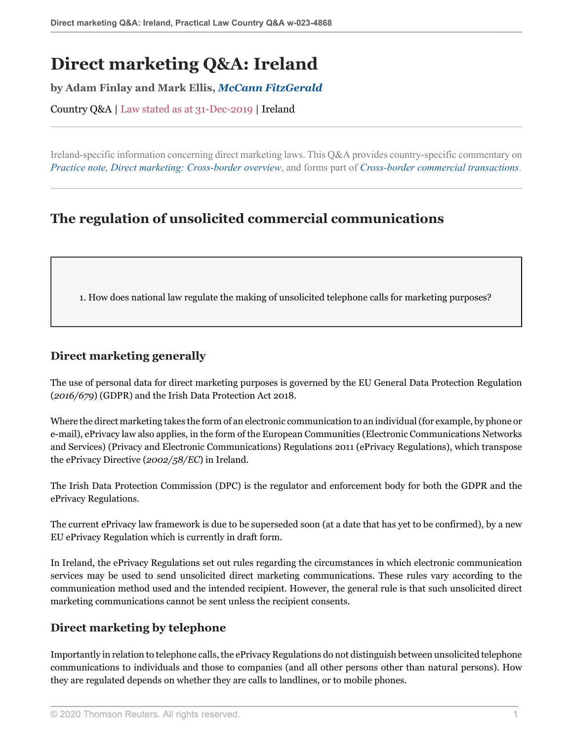# Direct marketing Q&A: Ireland

**by Adam Finlay and Mark Ellis, *McCann FitzGerald***

Country Q&A | Law stated as at 31-Dec-2019 | Ireland

Ireland-specific information concerning direct marketing laws. This Q&A provides country-specific commentary on *Practice note, Direct marketing: Cross-border overview*, and forms part of *Cross-border commercial transactions*.

## The regulation of unsolicited commercial communications

1. How does national law regulate the making of unsolicited telephone calls for marketing purposes?

### Direct marketing generally

The use of personal data for direct marketing purposes is governed by the EU General Data Protection Regulation (*2016/679*) (GDPR) and the Irish Data Protection Act 2018.

Where the direct marketing takes the form of an electronic communication to an individual (for example, by phone or e-mail), ePrivacy law also applies, in the form of the European Communities (Electronic Communications Networks and Services) (Privacy and Electronic Communications) Regulations 2011 (ePrivacy Regulations), which transpose the ePrivacy Directive (*2002/58/EC*) in Ireland.

The Irish Data Protection Commission (DPC) is the regulator and enforcement body for both the GDPR and the ePrivacy Regulations.

The current ePrivacy law framework is due to be superseded soon (at a date that has yet to be confirmed), by a new EU ePrivacy Regulation which is currently in draft form.

In Ireland, the ePrivacy Regulations set out rules regarding the circumstances in which electronic communication services may be used to send unsolicited direct marketing communications. These rules vary according to the communication method used and the intended recipient. However, the general rule is that such unsolicited direct marketing communications cannot be sent unless the recipient consents.

### Direct marketing by telephone

Importantly in relation to telephone calls, the ePrivacy Regulations do not distinguish between unsolicited telephone communications to individuals and those to companies (and all other persons other than natural persons). How they are regulated depends on whether they are calls to landlines, or to mobile phones.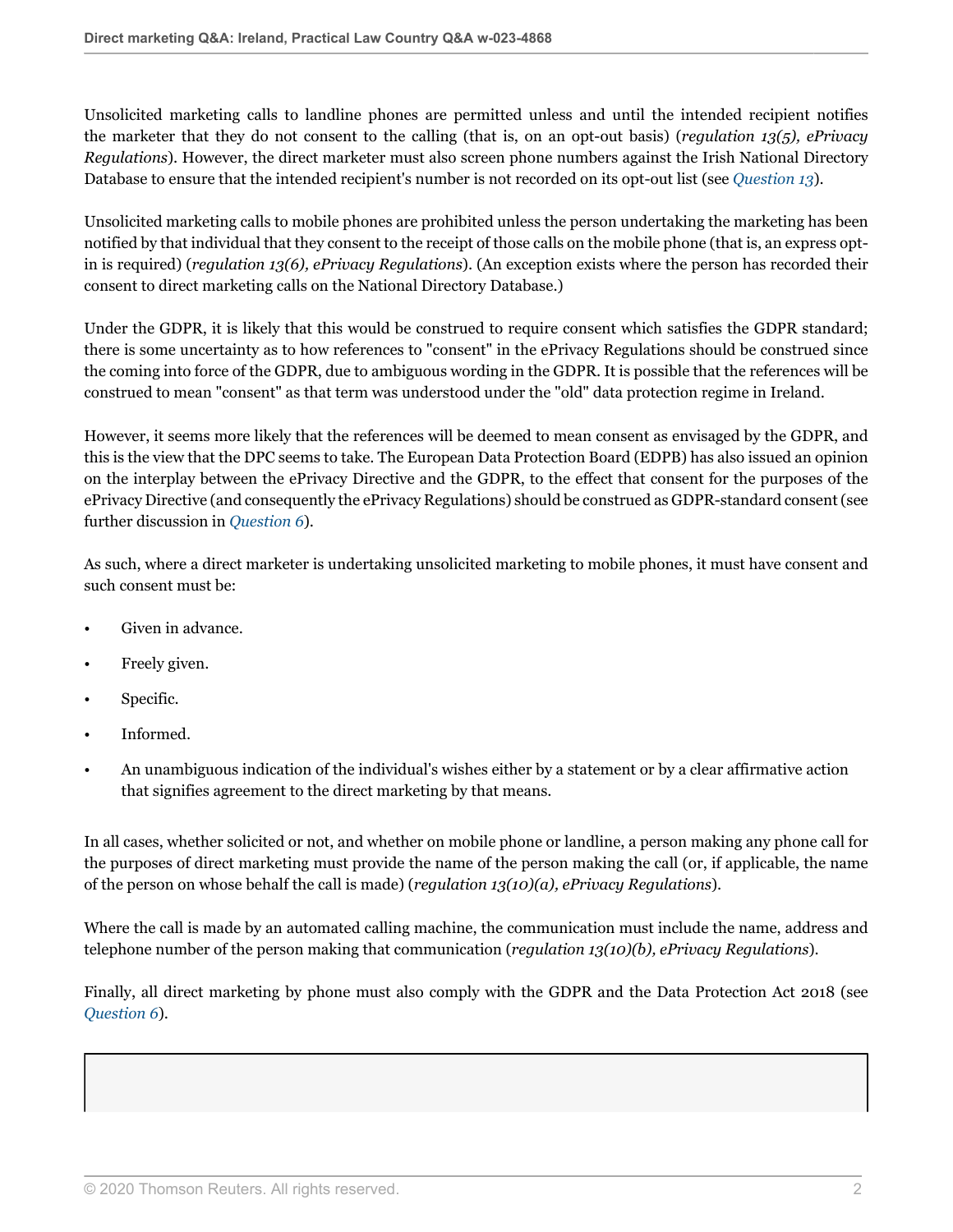Unsolicited marketing calls to landline phones are permitted unless and until the intended recipient notifies the marketer that they do not consent to the calling (that is, on an opt-out basis) (*regulation 13(5), ePrivacy Regulations*). However, the direct marketer must also screen phone numbers against the Irish National Directory Database to ensure that the intended recipient's number is not recorded on its opt-out list (see *Question 13*).

Unsolicited marketing calls to mobile phones are prohibited unless the person undertaking the marketing has been notified by that individual that they consent to the receipt of those calls on the mobile phone (that is, an express opt-in is required) (*regulation 13(6), ePrivacy Regulations*). (An exception exists where the person has recorded their consent to direct marketing calls on the National Directory Database.)

Under the GDPR, it is likely that this would be construed to require consent which satisfies the GDPR standard; there is some uncertainty as to how references to "consent" in the ePrivacy Regulations should be construed since the coming into force of the GDPR, due to ambiguous wording in the GDPR. It is possible that the references will be construed to mean "consent" as that term was understood under the "old" data protection regime in Ireland.

However, it seems more likely that the references will be deemed to mean consent as envisaged by the GDPR, and this is the view that the DPC seems to take. The European Data Protection Board (EDPB) has also issued an opinion on the interplay between the ePrivacy Directive and the GDPR, to the effect that consent for the purposes of the ePrivacy Directive (and consequently the ePrivacy Regulations) should be construed as GDPR-standard consent (see further discussion in *Question 6*).

As such, where a direct marketer is undertaking unsolicited marketing to mobile phones, it must have consent and such consent must be:

- Given in advance.
- Freely given.
- Specific.
- Informed.
- An unambiguous indication of the individual's wishes either by a statement or by a clear affirmative action that signifies agreement to the direct marketing by that means.

In all cases, whether solicited or not, and whether on mobile phone or landline, a person making any phone call for the purposes of direct marketing must provide the name of the person making the call (or, if applicable, the name of the person on whose behalf the call is made) (*regulation 13(10)(a), ePrivacy Regulations*).

Where the call is made by an automated calling machine, the communication must include the name, address and telephone number of the person making that communication (*regulation 13(10)(b), ePrivacy Regulations*).

Finally, all direct marketing by phone must also comply with the GDPR and the Data Protection Act 2018 (see *Question 6*).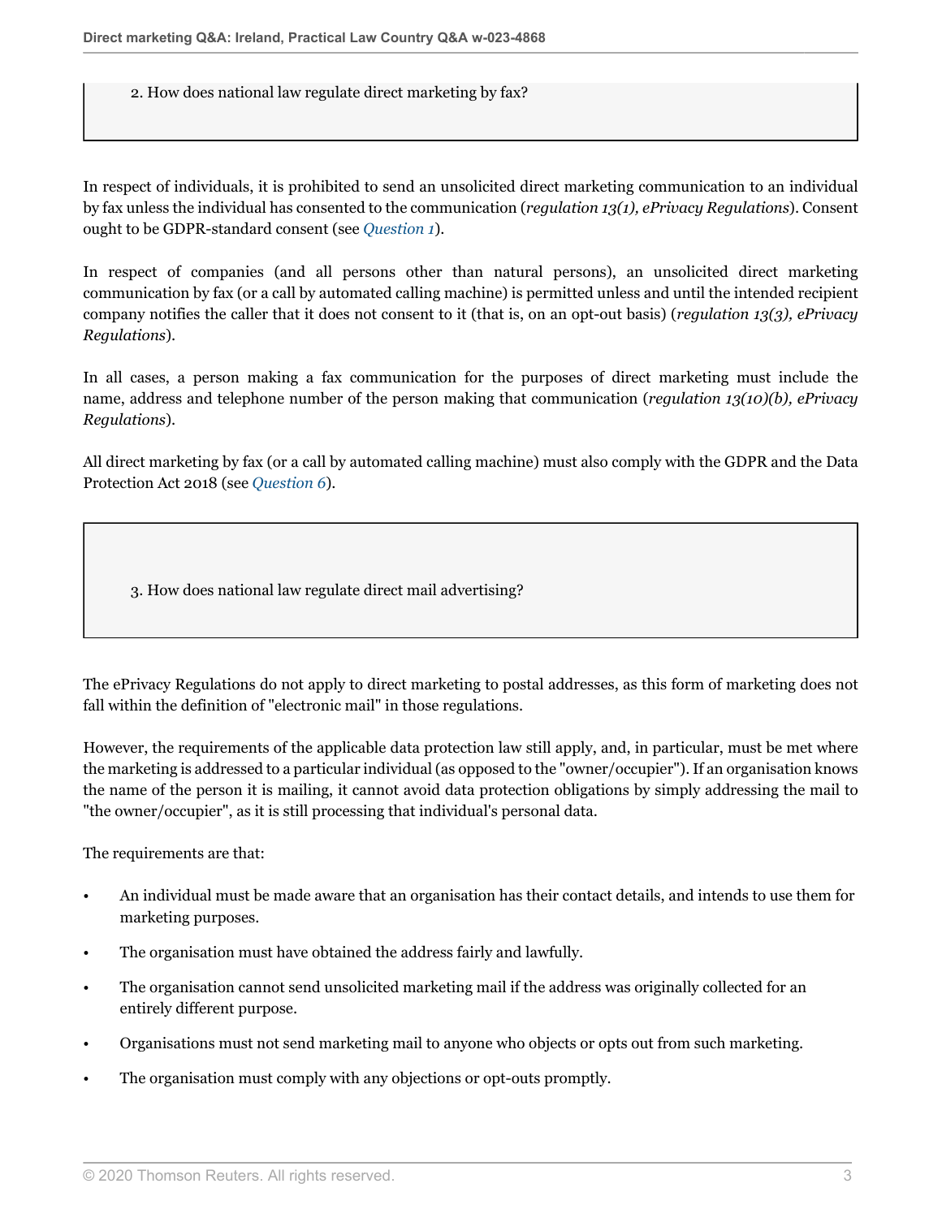## 2. How does national law regulate direct marketing by fax?

In respect of individuals, it is prohibited to send an unsolicited direct marketing communication to an individual by fax unless the individual has consented to the communication (*regulation 13(1), ePrivacy Regulations*). Consent ought to be GDPR-standard consent (see *Question 1*).

In respect of companies (and all persons other than natural persons), an unsolicited direct marketing communication by fax (or a call by automated calling machine) is permitted unless and until the intended recipient company notifies the caller that it does not consent to it (that is, on an opt-out basis) (*regulation 13(3), ePrivacy Regulations*).

In all cases, a person making a fax communication for the purposes of direct marketing must include the name, address and telephone number of the person making that communication (*regulation 13(10)(b), ePrivacy Regulations*).

All direct marketing by fax (or a call by automated calling machine) must also comply with the GDPR and the Data Protection Act 2018 (see *Question 6*).

## 3. How does national law regulate direct mail advertising?

The ePrivacy Regulations do not apply to direct marketing to postal addresses, as this form of marketing does not fall within the definition of "electronic mail" in those regulations.

However, the requirements of the applicable data protection law still apply, and, in particular, must be met where the marketing is addressed to a particular individual (as opposed to the "owner/occupier"). If an organisation knows the name of the person it is mailing, it cannot avoid data protection obligations by simply addressing the mail to "the owner/occupier", as it is still processing that individual's personal data.

The requirements are that:

- An individual must be made aware that an organisation has their contact details, and intends to use them for marketing purposes.
- The organisation must have obtained the address fairly and lawfully.
- The organisation cannot send unsolicited marketing mail if the address was originally collected for an entirely different purpose.
- Organisations must not send marketing mail to anyone who objects or opts out from such marketing.
- The organisation must comply with any objections or opt-outs promptly.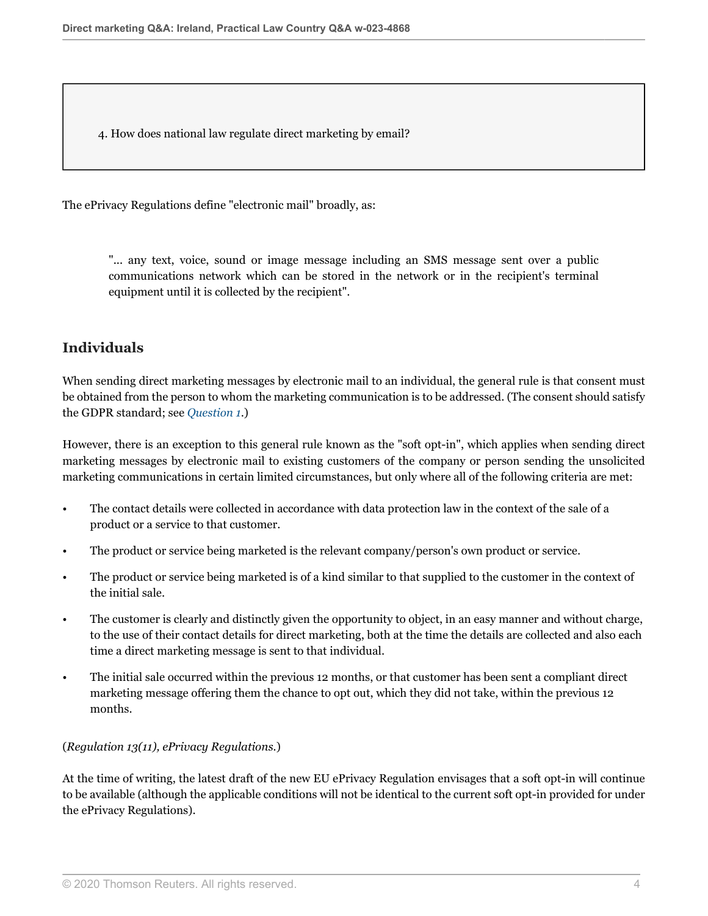4. How does national law regulate direct marketing by email?

The ePrivacy Regulations define "electronic mail" broadly, as:

> "... any text, voice, sound or image message including an SMS message sent over a public communications network which can be stored in the network or in the recipient's terminal equipment until it is collected by the recipient".

## Individuals

When sending direct marketing messages by electronic mail to an individual, the general rule is that consent must be obtained from the person to whom the marketing communication is to be addressed. (The consent should satisfy the GDPR standard; see *Question 1*.)

However, there is an exception to this general rule known as the "soft opt-in", which applies when sending direct marketing messages by electronic mail to existing customers of the company or person sending the unsolicited marketing communications in certain limited circumstances, but only where all of the following criteria are met:

- The contact details were collected in accordance with data protection law in the context of the sale of a product or a service to that customer.
- The product or service being marketed is the relevant company/person's own product or service.
- The product or service being marketed is of a kind similar to that supplied to the customer in the context of the initial sale.
- The customer is clearly and distinctly given the opportunity to object, in an easy manner and without charge, to the use of their contact details for direct marketing, both at the time the details are collected and also each time a direct marketing message is sent to that individual.
- The initial sale occurred within the previous 12 months, or that customer has been sent a compliant direct marketing message offering them the chance to opt out, which they did not take, within the previous 12 months.

(*Regulation 13(11), ePrivacy Regulations.*)

At the time of writing, the latest draft of the new EU ePrivacy Regulation envisages that a soft opt-in will continue to be available (although the applicable conditions will not be identical to the current soft opt-in provided for under the ePrivacy Regulations).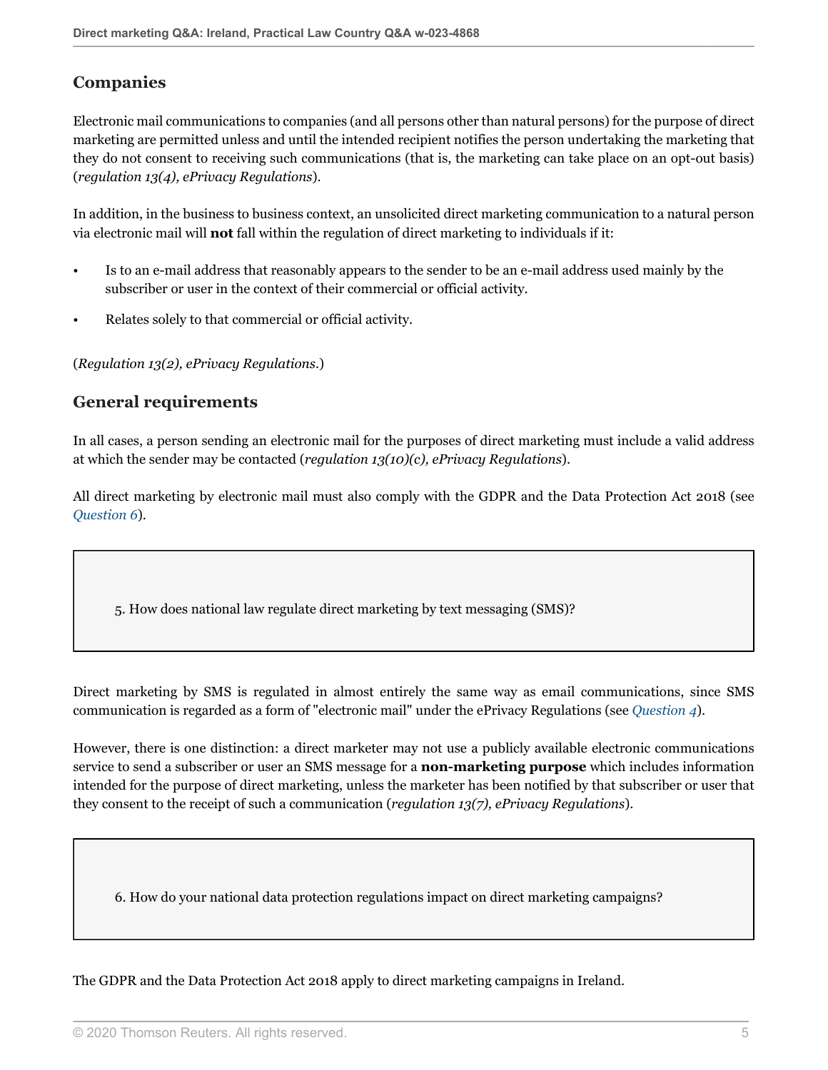## Companies

Electronic mail communications to companies (and all persons other than natural persons) for the purpose of direct marketing are permitted unless and until the intended recipient notifies the person undertaking the marketing that they do not consent to receiving such communications (that is, the marketing can take place on an opt-out basis) (*regulation 13(4), ePrivacy Regulations*).

In addition, in the business to business context, an unsolicited direct marketing communication to a natural person via electronic mail will **not** fall within the regulation of direct marketing to individuals if it:

- Is to an e-mail address that reasonably appears to the sender to be an e-mail address used mainly by the subscriber or user in the context of their commercial or official activity.
- Relates solely to that commercial or official activity.

(*Regulation 13(2), ePrivacy Regulations.*)

## General requirements

In all cases, a person sending an electronic mail for the purposes of direct marketing must include a valid address at which the sender may be contacted (*regulation 13(10)(c), ePrivacy Regulations*).

All direct marketing by electronic mail must also comply with the GDPR and the Data Protection Act 2018 (see *Question 6*).

> 5. How does national law regulate direct marketing by text messaging (SMS)?

Direct marketing by SMS is regulated in almost entirely the same way as email communications, since SMS communication is regarded as a form of "electronic mail" under the ePrivacy Regulations (see *Question 4*).

However, there is one distinction: a direct marketer may not use a publicly available electronic communications service to send a subscriber or user an SMS message for a **non-marketing purpose** which includes information intended for the purpose of direct marketing, unless the marketer has been notified by that subscriber or user that they consent to the receipt of such a communication (*regulation 13(7), ePrivacy Regulations*).

> 6. How do your national data protection regulations impact on direct marketing campaigns?

The GDPR and the Data Protection Act 2018 apply to direct marketing campaigns in Ireland.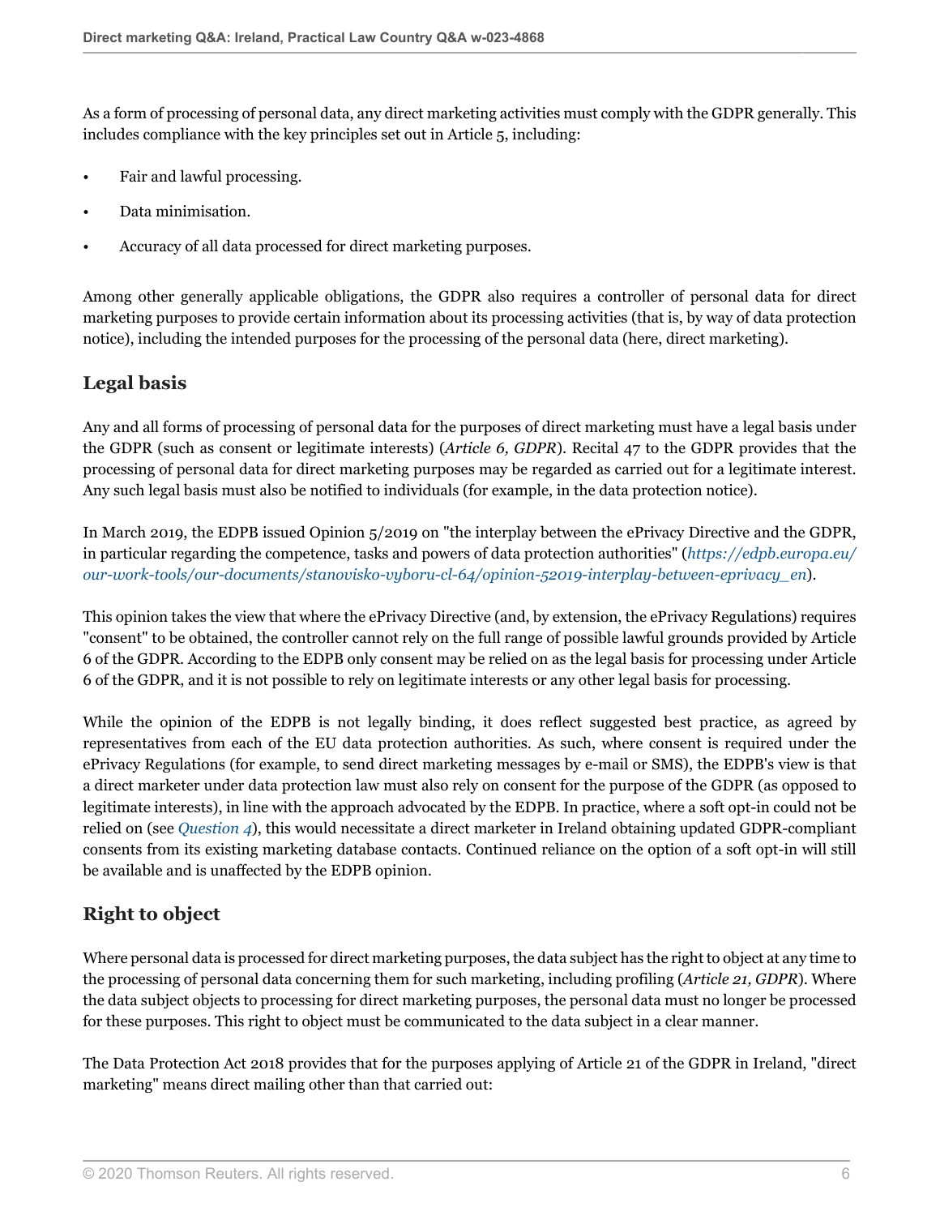As a form of processing of personal data, any direct marketing activities must comply with the GDPR generally. This includes compliance with the key principles set out in Article 5, including:

- Fair and lawful processing.
- Data minimisation.
- Accuracy of all data processed for direct marketing purposes.

Among other generally applicable obligations, the GDPR also requires a controller of personal data for direct marketing purposes to provide certain information about its processing activities (that is, by way of data protection notice), including the intended purposes for the processing of the personal data (here, direct marketing).

## Legal basis

Any and all forms of processing of personal data for the purposes of direct marketing must have a legal basis under the GDPR (such as consent or legitimate interests) (*Article 6, GDPR*). Recital 47 to the GDPR provides that the processing of personal data for direct marketing purposes may be regarded as carried out for a legitimate interest. Any such legal basis must also be notified to individuals (for example, in the data protection notice).

In March 2019, the EDPB issued Opinion 5/2019 on "the interplay between the ePrivacy Directive and the GDPR, in particular regarding the competence, tasks and powers of data protection authorities" (*https://edpb.europa.eu/our-work-tools/our-documents/stanovisko-vyboru-cl-64/opinion-52019-interplay-between-eprivacy_en*).

This opinion takes the view that where the ePrivacy Directive (and, by extension, the ePrivacy Regulations) requires "consent" to be obtained, the controller cannot rely on the full range of possible lawful grounds provided by Article 6 of the GDPR. According to the EDPB only consent may be relied on as the legal basis for processing under Article 6 of the GDPR, and it is not possible to rely on legitimate interests or any other legal basis for processing.

While the opinion of the EDPB is not legally binding, it does reflect suggested best practice, as agreed by representatives from each of the EU data protection authorities. As such, where consent is required under the ePrivacy Regulations (for example, to send direct marketing messages by e-mail or SMS), the EDPB's view is that a direct marketer under data protection law must also rely on consent for the purpose of the GDPR (as opposed to legitimate interests), in line with the approach advocated by the EDPB. In practice, where a soft opt-in could not be relied on (see *Question 4*), this would necessitate a direct marketer in Ireland obtaining updated GDPR-compliant consents from its existing marketing database contacts. Continued reliance on the option of a soft opt-in will still be available and is unaffected by the EDPB opinion.

## Right to object

Where personal data is processed for direct marketing purposes, the data subject has the right to object at any time to the processing of personal data concerning them for such marketing, including profiling (*Article 21, GDPR*). Where the data subject objects to processing for direct marketing purposes, the personal data must no longer be processed for these purposes. This right to object must be communicated to the data subject in a clear manner.

The Data Protection Act 2018 provides that for the purposes applying of Article 21 of the GDPR in Ireland, "direct marketing" means direct mailing other than that carried out: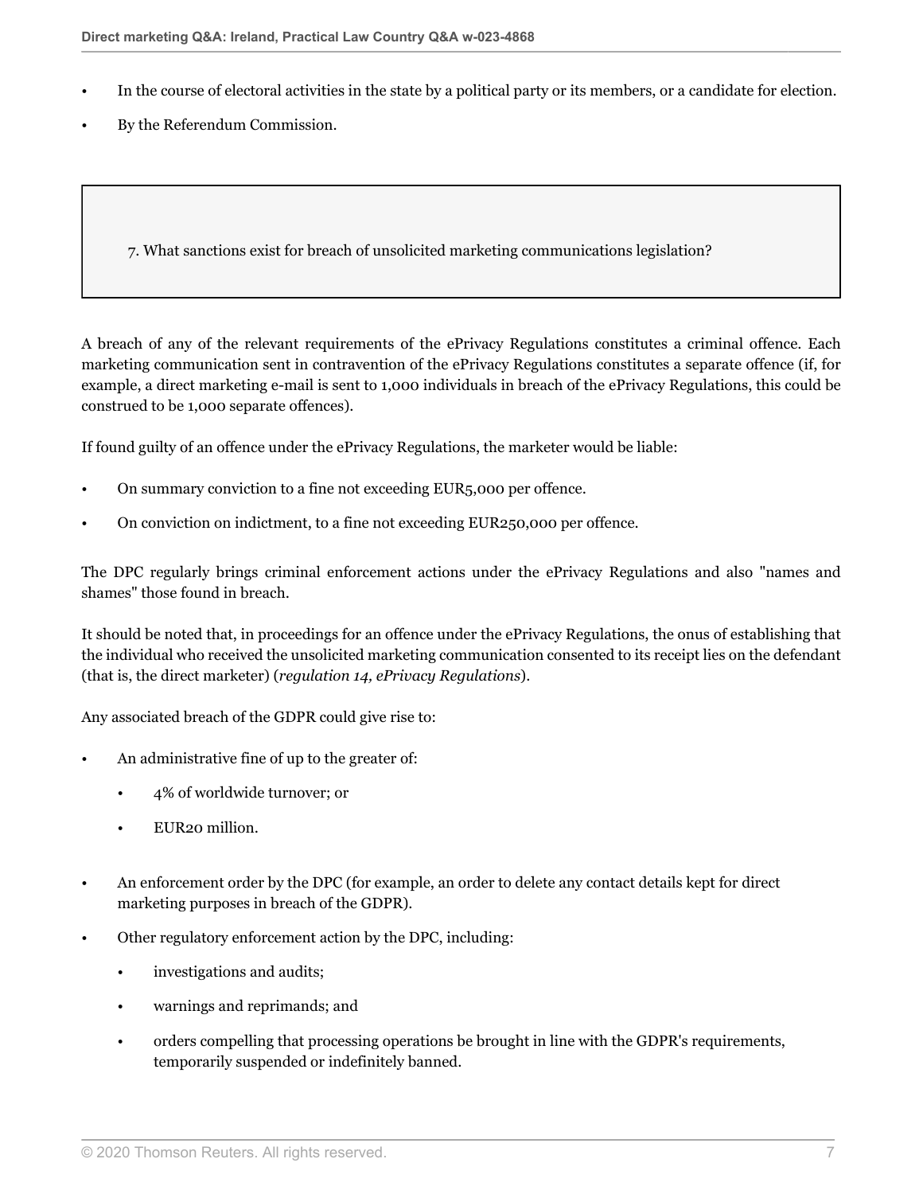- In the course of electoral activities in the state by a political party or its members, or a candidate for election.
- By the Referendum Commission.

## 7. What sanctions exist for breach of unsolicited marketing communications legislation?

A breach of any of the relevant requirements of the ePrivacy Regulations constitutes a criminal offence. Each marketing communication sent in contravention of the ePrivacy Regulations constitutes a separate offence (if, for example, a direct marketing e-mail is sent to 1,000 individuals in breach of the ePrivacy Regulations, this could be construed to be 1,000 separate offences).

If found guilty of an offence under the ePrivacy Regulations, the marketer would be liable:

- On summary conviction to a fine not exceeding EUR5,000 per offence.
- On conviction on indictment, to a fine not exceeding EUR250,000 per offence.

The DPC regularly brings criminal enforcement actions under the ePrivacy Regulations and also "names and shames" those found in breach.

It should be noted that, in proceedings for an offence under the ePrivacy Regulations, the onus of establishing that the individual who received the unsolicited marketing communication consented to its receipt lies on the defendant (that is, the direct marketer) (*regulation 14, ePrivacy Regulations*).

Any associated breach of the GDPR could give rise to:

- An administrative fine of up to the greater of:
  - 4% of worldwide turnover; or
  - EUR20 million.
- An enforcement order by the DPC (for example, an order to delete any contact details kept for direct marketing purposes in breach of the GDPR).
- Other regulatory enforcement action by the DPC, including:
  - investigations and audits;
  - warnings and reprimands; and
  - orders compelling that processing operations be brought in line with the GDPR's requirements, temporarily suspended or indefinitely banned.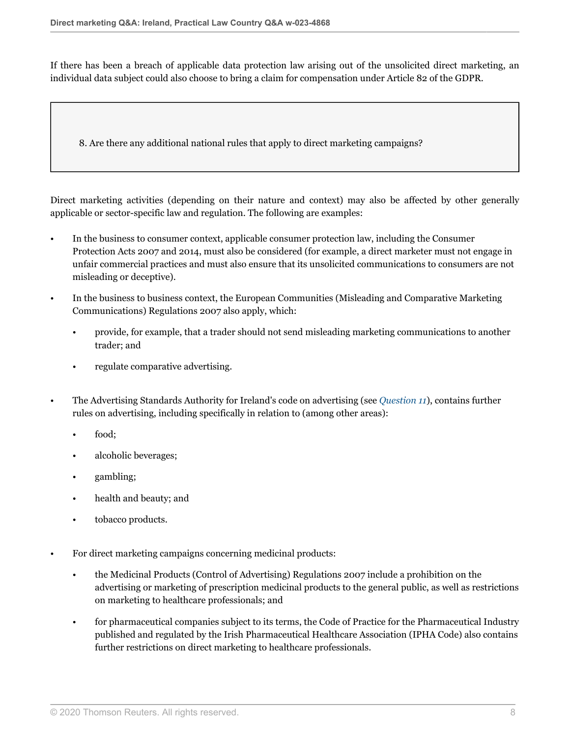If there has been a breach of applicable data protection law arising out of the unsolicited direct marketing, an individual data subject could also choose to bring a claim for compensation under Article 82 of the GDPR.

## 8. Are there any additional national rules that apply to direct marketing campaigns?

Direct marketing activities (depending on their nature and context) may also be affected by other generally applicable or sector-specific law and regulation. The following are examples:

- In the business to consumer context, applicable consumer protection law, including the Consumer Protection Acts 2007 and 2014, must also be considered (for example, a direct marketer must not engage in unfair commercial practices and must also ensure that its unsolicited communications to consumers are not misleading or deceptive).
- In the business to business context, the European Communities (Misleading and Comparative Marketing Communications) Regulations 2007 also apply, which:
  - provide, for example, that a trader should not send misleading marketing communications to another trader; and
  - regulate comparative advertising.
- The Advertising Standards Authority for Ireland's code on advertising (see *Question 11*), contains further rules on advertising, including specifically in relation to (among other areas):
  - food;
  - alcoholic beverages;
  - gambling;
  - health and beauty; and
  - tobacco products.
- For direct marketing campaigns concerning medicinal products:
  - the Medicinal Products (Control of Advertising) Regulations 2007 include a prohibition on the advertising or marketing of prescription medicinal products to the general public, as well as restrictions on marketing to healthcare professionals; and
  - for pharmaceutical companies subject to its terms, the Code of Practice for the Pharmaceutical Industry published and regulated by the Irish Pharmaceutical Healthcare Association (IPHA Code) also contains further restrictions on direct marketing to healthcare professionals.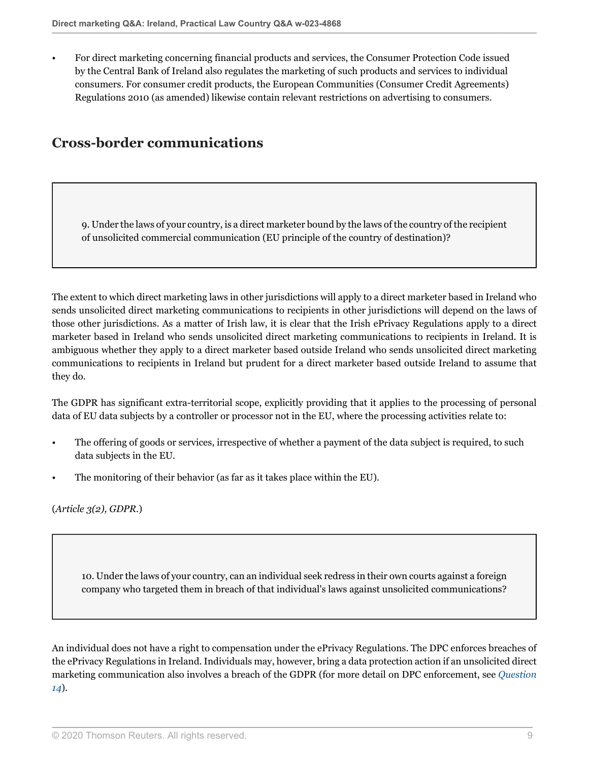- For direct marketing concerning financial products and services, the Consumer Protection Code issued by the Central Bank of Ireland also regulates the marketing of such products and services to individual consumers. For consumer credit products, the European Communities (Consumer Credit Agreements) Regulations 2010 (as amended) likewise contain relevant restrictions on advertising to consumers.

## Cross-border communications

> 9. Under the laws of your country, is a direct marketer bound by the laws of the country of the recipient of unsolicited commercial communication (EU principle of the country of destination)?

The extent to which direct marketing laws in other jurisdictions will apply to a direct marketer based in Ireland who sends unsolicited direct marketing communications to recipients in other jurisdictions will depend on the laws of those other jurisdictions. As a matter of Irish law, it is clear that the Irish ePrivacy Regulations apply to a direct marketer based in Ireland who sends unsolicited direct marketing communications to recipients in Ireland. It is ambiguous whether they apply to a direct marketer based outside Ireland who sends unsolicited direct marketing communications to recipients in Ireland but prudent for a direct marketer based outside Ireland to assume that they do.

The GDPR has significant extra-territorial scope, explicitly providing that it applies to the processing of personal data of EU data subjects by a controller or processor not in the EU, where the processing activities relate to:

- The offering of goods or services, irrespective of whether a payment of the data subject is required, to such data subjects in the EU.
- The monitoring of their behavior (as far as it takes place within the EU).

(*Article 3(2), GDPR*.)

> 10. Under the laws of your country, can an individual seek redress in their own courts against a foreign company who targeted them in breach of that individual's laws against unsolicited communications?

An individual does not have a right to compensation under the ePrivacy Regulations. The DPC enforces breaches of the ePrivacy Regulations in Ireland. Individuals may, however, bring a data protection action if an unsolicited direct marketing communication also involves a breach of the GDPR (for more detail on DPC enforcement, see *Question 14*).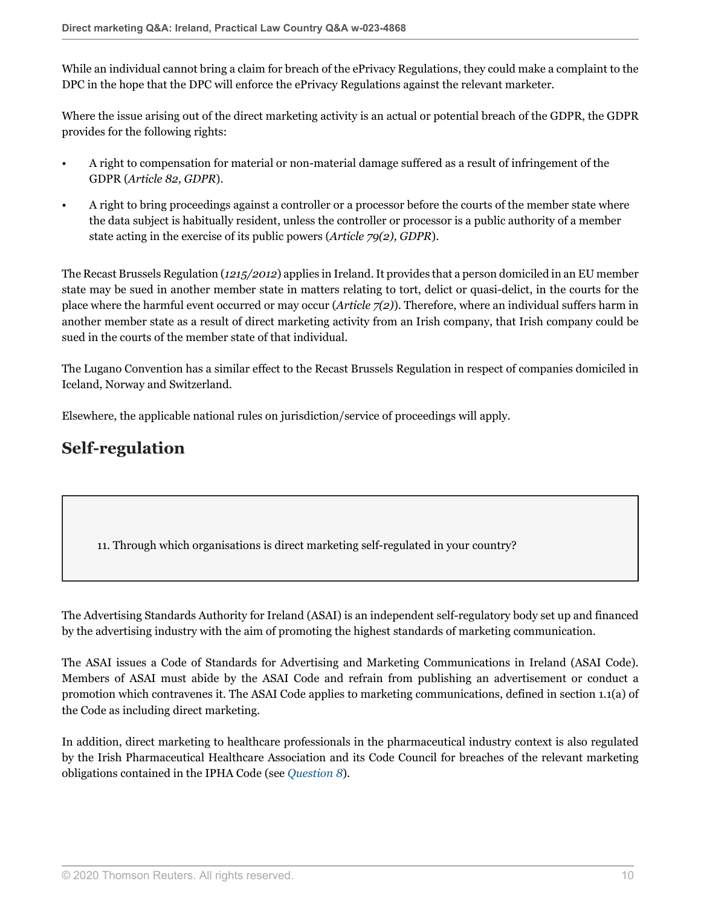While an individual cannot bring a claim for breach of the ePrivacy Regulations, they could make a complaint to the DPC in the hope that the DPC will enforce the ePrivacy Regulations against the relevant marketer.

Where the issue arising out of the direct marketing activity is an actual or potential breach of the GDPR, the GDPR provides for the following rights:

- A right to compensation for material or non-material damage suffered as a result of infringement of the GDPR (*Article 82, GDPR*).
- A right to bring proceedings against a controller or a processor before the courts of the member state where the data subject is habitually resident, unless the controller or processor is a public authority of a member state acting in the exercise of its public powers (*Article 79(2), GDPR*).

The Recast Brussels Regulation (*1215/2012*) applies in Ireland. It provides that a person domiciled in an EU member state may be sued in another member state in matters relating to tort, delict or quasi-delict, in the courts for the place where the harmful event occurred or may occur (*Article 7(2)*). Therefore, where an individual suffers harm in another member state as a result of direct marketing activity from an Irish company, that Irish company could be sued in the courts of the member state of that individual.

The Lugano Convention has a similar effect to the Recast Brussels Regulation in respect of companies domiciled in Iceland, Norway and Switzerland.

Elsewhere, the applicable national rules on jurisdiction/service of proceedings will apply.

## Self-regulation

> 11. Through which organisations is direct marketing self-regulated in your country?

The Advertising Standards Authority for Ireland (ASAI) is an independent self-regulatory body set up and financed by the advertising industry with the aim of promoting the highest standards of marketing communication.

The ASAI issues a Code of Standards for Advertising and Marketing Communications in Ireland (ASAI Code). Members of ASAI must abide by the ASAI Code and refrain from publishing an advertisement or conduct a promotion which contravenes it. The ASAI Code applies to marketing communications, defined in section 1.1(a) of the Code as including direct marketing.

In addition, direct marketing to healthcare professionals in the pharmaceutical industry context is also regulated by the Irish Pharmaceutical Healthcare Association and its Code Council for breaches of the relevant marketing obligations contained in the IPHA Code (see *Question 8*).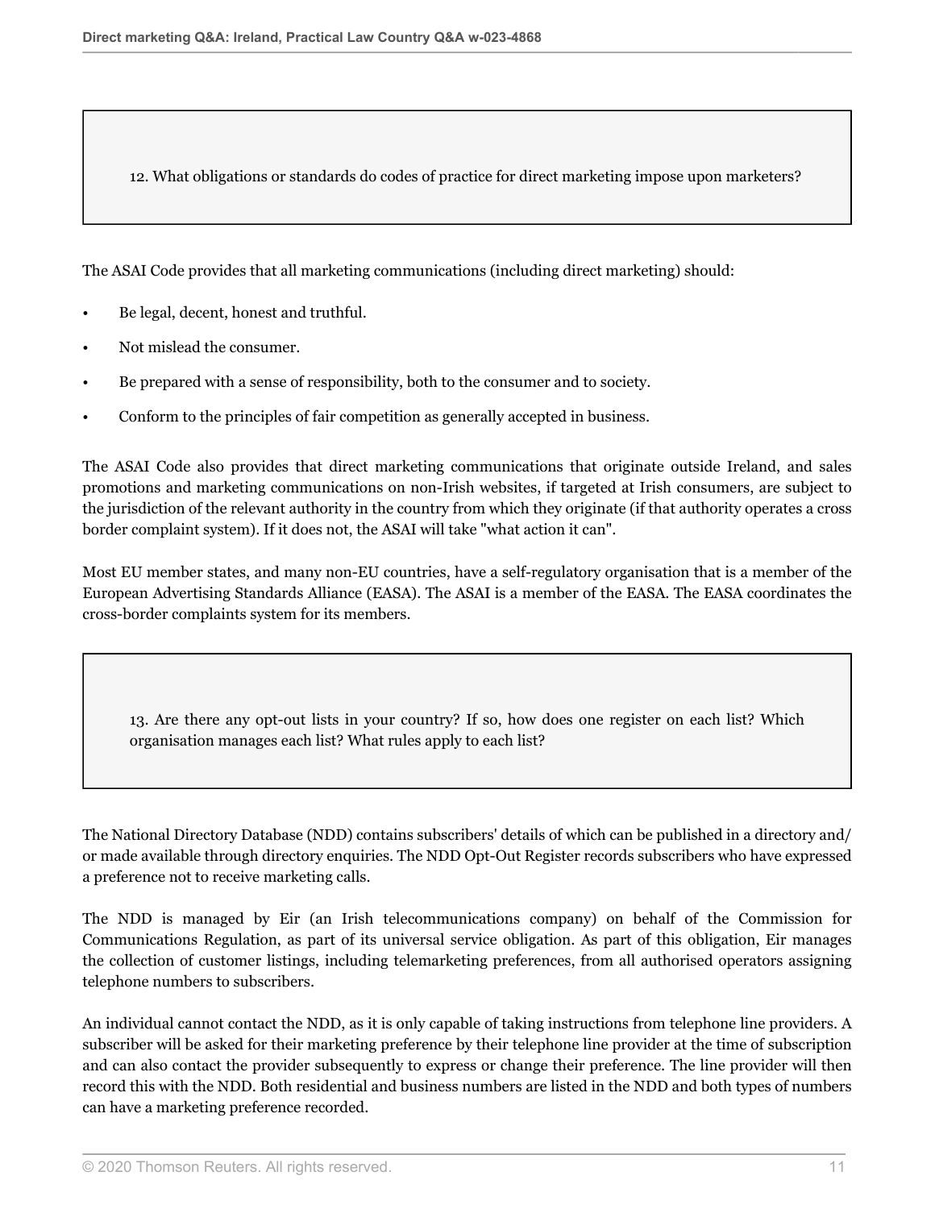### 12. What obligations or standards do codes of practice for direct marketing impose upon marketers?

The ASAI Code provides that all marketing communications (including direct marketing) should:

- Be legal, decent, honest and truthful.
- Not mislead the consumer.
- Be prepared with a sense of responsibility, both to the consumer and to society.
- Conform to the principles of fair competition as generally accepted in business.

The ASAI Code also provides that direct marketing communications that originate outside Ireland, and sales promotions and marketing communications on non-Irish websites, if targeted at Irish consumers, are subject to the jurisdiction of the relevant authority in the country from which they originate (if that authority operates a cross border complaint system). If it does not, the ASAI will take "what action it can".

Most EU member states, and many non-EU countries, have a self-regulatory organisation that is a member of the European Advertising Standards Alliance (EASA). The ASAI is a member of the EASA. The EASA coordinates the cross-border complaints system for its members.

### 13. Are there any opt-out lists in your country? If so, how does one register on each list? Which organisation manages each list? What rules apply to each list?

The National Directory Database (NDD) contains subscribers' details of which can be published in a directory and/or made available through directory enquiries. The NDD Opt-Out Register records subscribers who have expressed a preference not to receive marketing calls.

The NDD is managed by Eir (an Irish telecommunications company) on behalf of the Commission for Communications Regulation, as part of its universal service obligation. As part of this obligation, Eir manages the collection of customer listings, including telemarketing preferences, from all authorised operators assigning telephone numbers to subscribers.

An individual cannot contact the NDD, as it is only capable of taking instructions from telephone line providers. A subscriber will be asked for their marketing preference by their telephone line provider at the time of subscription and can also contact the provider subsequently to express or change their preference. The line provider will then record this with the NDD. Both residential and business numbers are listed in the NDD and both types of numbers can have a marketing preference recorded.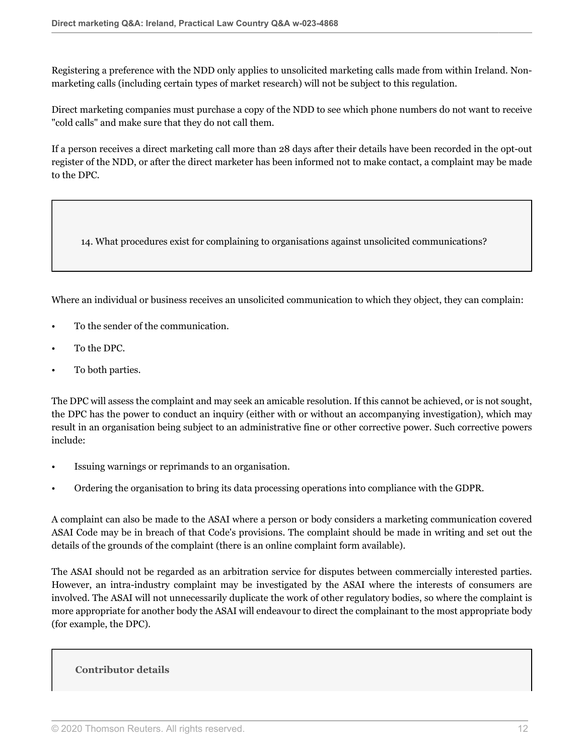Registering a preference with the NDD only applies to unsolicited marketing calls made from within Ireland. Non-marketing calls (including certain types of market research) will not be subject to this regulation.

Direct marketing companies must purchase a copy of the NDD to see which phone numbers do not want to receive "cold calls" and make sure that they do not call them.

If a person receives a direct marketing call more than 28 days after their details have been recorded in the opt-out register of the NDD, or after the direct marketer has been informed not to make contact, a complaint may be made to the DPC.

### 14. What procedures exist for complaining to organisations against unsolicited communications?

Where an individual or business receives an unsolicited communication to which they object, they can complain:

- To the sender of the communication.
- To the DPC.
- To both parties.

The DPC will assess the complaint and may seek an amicable resolution. If this cannot be achieved, or is not sought, the DPC has the power to conduct an inquiry (either with or without an accompanying investigation), which may result in an organisation being subject to an administrative fine or other corrective power. Such corrective powers include:

- Issuing warnings or reprimands to an organisation.
- Ordering the organisation to bring its data processing operations into compliance with the GDPR.

A complaint can also be made to the ASAI where a person or body considers a marketing communication covered ASAI Code may be in breach of that Code's provisions. The complaint should be made in writing and set out the details of the grounds of the complaint (there is an online complaint form available).

The ASAI should not be regarded as an arbitration service for disputes between commercially interested parties. However, an intra-industry complaint may be investigated by the ASAI where the interests of consumers are involved. The ASAI will not unnecessarily duplicate the work of other regulatory bodies, so where the complaint is more appropriate for another body the ASAI will endeavour to direct the complainant to the most appropriate body (for example, the DPC).

### Contributor details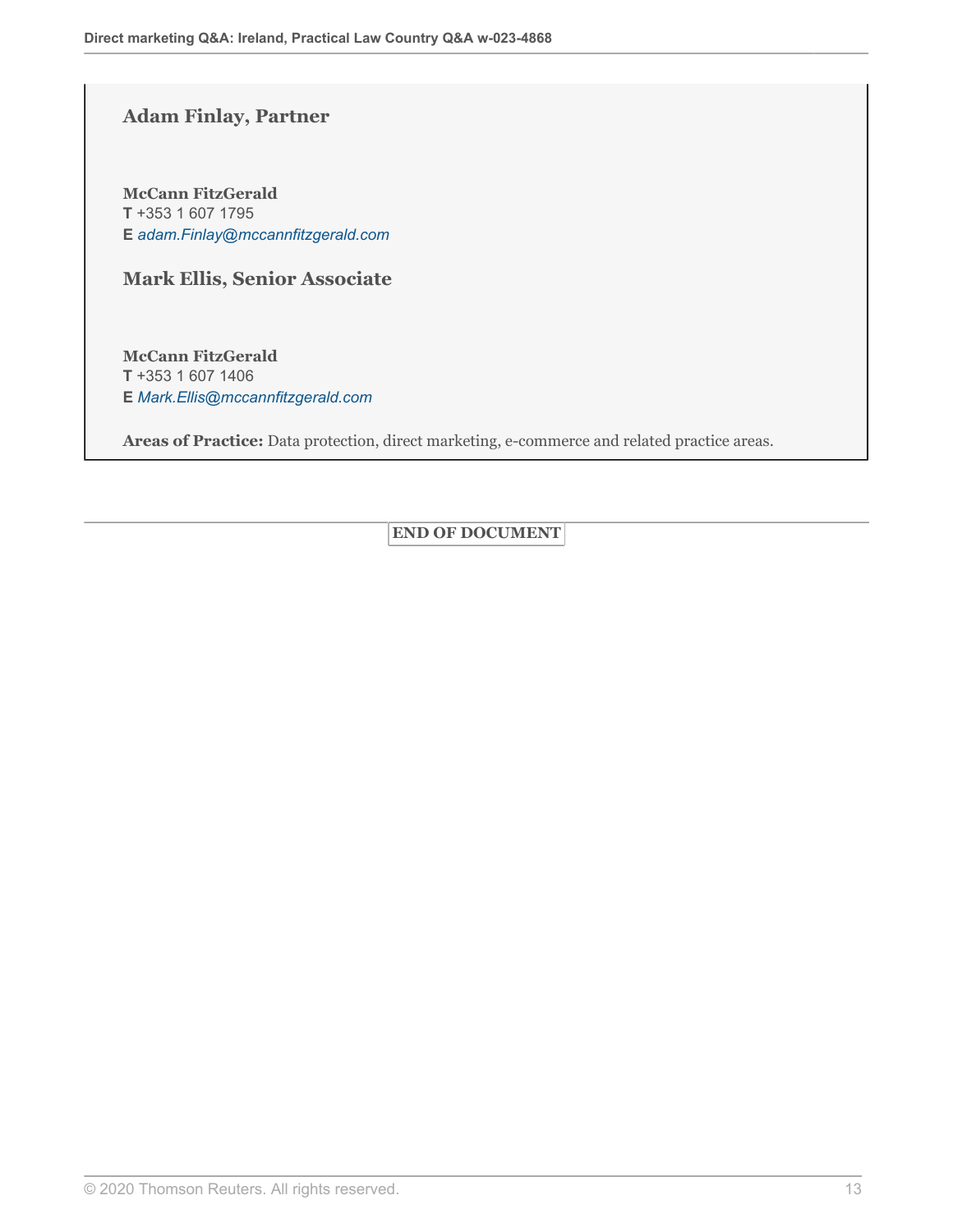**Adam Finlay, Partner**

**McCann FitzGerald**
**T** +353 1 607 1795
**E** *adam.Finlay@mccannfitzgerald.com*

**Mark Ellis, Senior Associate**

**McCann FitzGerald**
**T** +353 1 607 1406
**E** *Mark.Ellis@mccannfitzgerald.com*

**Areas of Practice:** Data protection, direct marketing, e-commerce and related practice areas.

**END OF DOCUMENT**